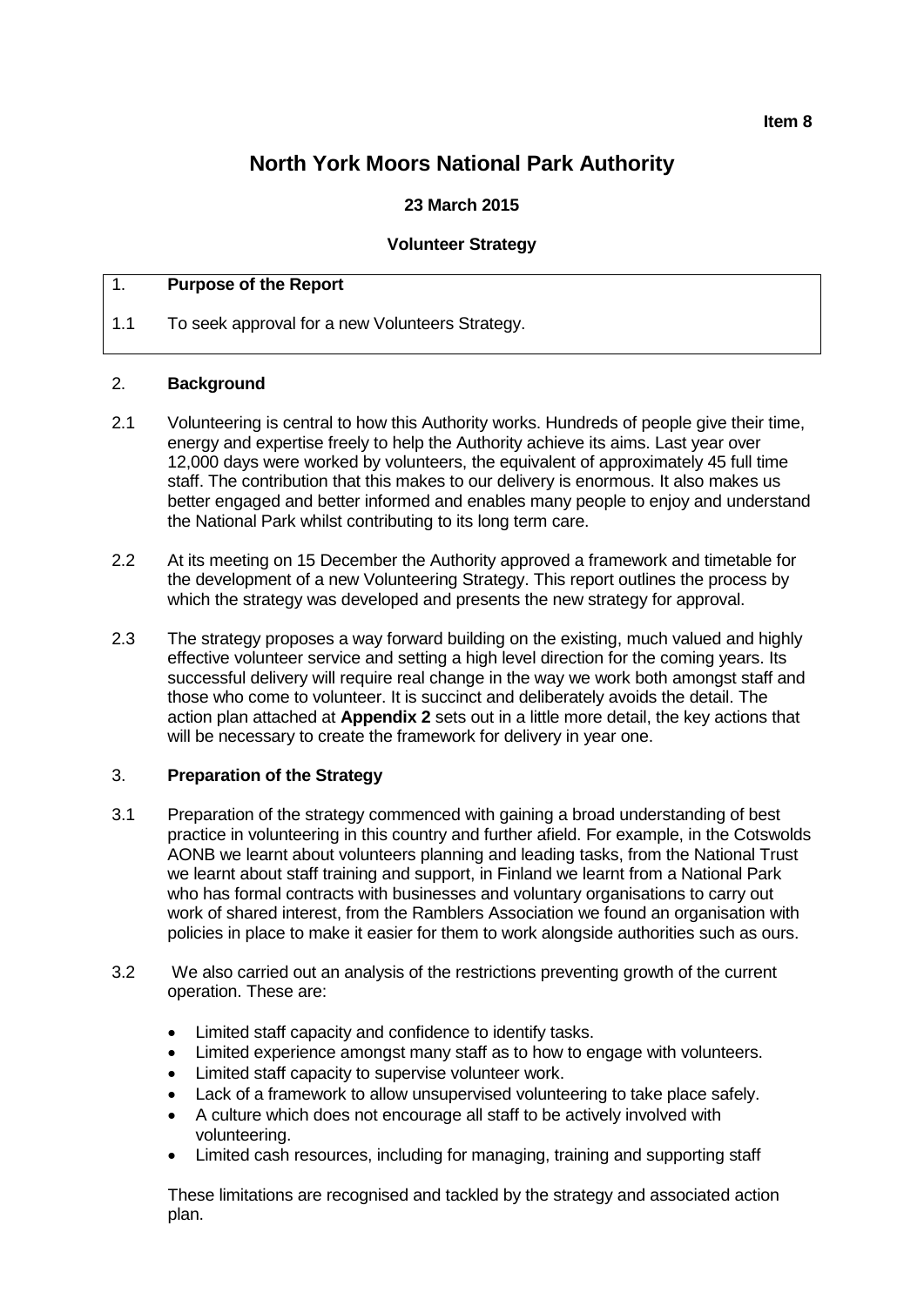**Item 8**

# North York Moors National Park Authority

**23 March 2015**

**Volunteer Strategy**

## 1. Purpose of the Report

1.1 To seek approval for a new Volunteers Strategy.

## 2. Background

2.1 Volunteering is central to how this Authority works. Hundreds of people give their time, energy and expertise freely to help the Authority achieve its aims. Last year over 12,000 days were worked by volunteers, the equivalent of approximately 45 full time staff. The contribution that this makes to our delivery is enormous. It also makes us better engaged and better informed and enables many people to enjoy and understand the National Park whilst contributing to its long term care.

2.2 At its meeting on 15 December the Authority approved a framework and timetable for the development of a new Volunteering Strategy. This report outlines the process by which the strategy was developed and presents the new strategy for approval.

2.3 The strategy proposes a way forward building on the existing, much valued and highly effective volunteer service and setting a high level direction for the coming years. Its successful delivery will require real change in the way we work both amongst staff and those who come to volunteer. It is succinct and deliberately avoids the detail. The action plan attached at **Appendix 2** sets out in a little more detail, the key actions that will be necessary to create the framework for delivery in year one.

## 3. Preparation of the Strategy

3.1 Preparation of the strategy commenced with gaining a broad understanding of best practice in volunteering in this country and further afield. For example, in the Cotswolds AONB we learnt about volunteers planning and leading tasks, from the National Trust we learnt about staff training and support, in Finland we learnt from a National Park who has formal contracts with businesses and voluntary organisations to carry out work of shared interest, from the Ramblers Association we found an organisation with policies in place to make it easier for them to work alongside authorities such as ours.

3.2 We also carried out an analysis of the restrictions preventing growth of the current operation. These are:

- Limited staff capacity and confidence to identify tasks.
- Limited experience amongst many staff as to how to engage with volunteers.
- Limited staff capacity to supervise volunteer work.
- Lack of a framework to allow unsupervised volunteering to take place safely.
- A culture which does not encourage all staff to be actively involved with volunteering.
- Limited cash resources, including for managing, training and supporting staff

These limitations are recognised and tackled by the strategy and associated action plan.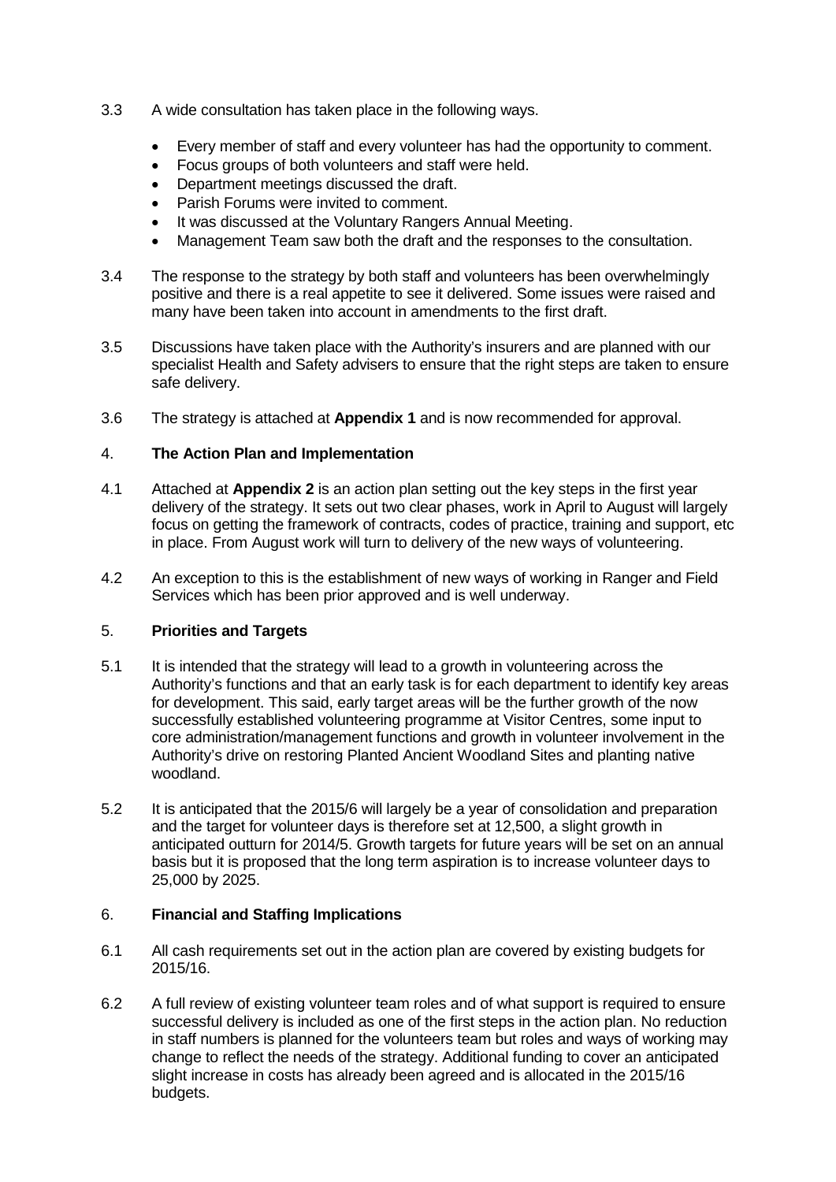3.3 A wide consultation has taken place in the following ways.

- Every member of staff and every volunteer has had the opportunity to comment.
- Focus groups of both volunteers and staff were held.
- Department meetings discussed the draft.
- Parish Forums were invited to comment.
- It was discussed at the Voluntary Rangers Annual Meeting.
- Management Team saw both the draft and the responses to the consultation.

3.4 The response to the strategy by both staff and volunteers has been overwhelmingly positive and there is a real appetite to see it delivered. Some issues were raised and many have been taken into account in amendments to the first draft.

3.5 Discussions have taken place with the Authority's insurers and are planned with our specialist Health and Safety advisers to ensure that the right steps are taken to ensure safe delivery.

3.6 The strategy is attached at **Appendix 1** and is now recommended for approval.

## 4. The Action Plan and Implementation

4.1 Attached at **Appendix 2** is an action plan setting out the key steps in the first year delivery of the strategy. It sets out two clear phases, work in April to August will largely focus on getting the framework of contracts, codes of practice, training and support, etc in place. From August work will turn to delivery of the new ways of volunteering.

4.2 An exception to this is the establishment of new ways of working in Ranger and Field Services which has been prior approved and is well underway.

## 5. Priorities and Targets

5.1 It is intended that the strategy will lead to a growth in volunteering across the Authority's functions and that an early task is for each department to identify key areas for development. This said, early target areas will be the further growth of the now successfully established volunteering programme at Visitor Centres, some input to core administration/management functions and growth in volunteer involvement in the Authority's drive on restoring Planted Ancient Woodland Sites and planting native woodland.

5.2 It is anticipated that the 2015/6 will largely be a year of consolidation and preparation and the target for volunteer days is therefore set at 12,500, a slight growth in anticipated outturn for 2014/5. Growth targets for future years will be set on an annual basis but it is proposed that the long term aspiration is to increase volunteer days to 25,000 by 2025.

## 6. Financial and Staffing Implications

6.1 All cash requirements set out in the action plan are covered by existing budgets for 2015/16.

6.2 A full review of existing volunteer team roles and of what support is required to ensure successful delivery is included as one of the first steps in the action plan. No reduction in staff numbers is planned for the volunteers team but roles and ways of working may change to reflect the needs of the strategy. Additional funding to cover an anticipated slight increase in costs has already been agreed and is allocated in the 2015/16 budgets.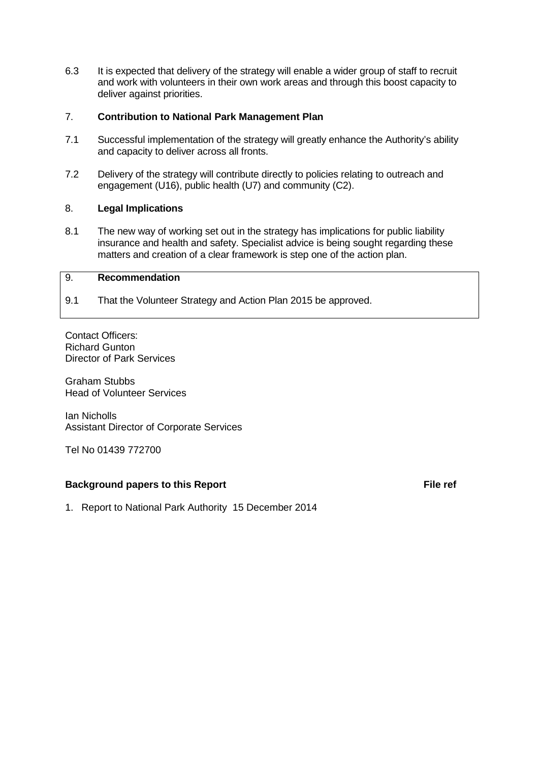6.3 It is expected that delivery of the strategy will enable a wider group of staff to recruit and work with volunteers in their own work areas and through this boost capacity to deliver against priorities.

## 7. **Contribution to National Park Management Plan**

7.1 Successful implementation of the strategy will greatly enhance the Authority's ability and capacity to deliver across all fronts.

7.2 Delivery of the strategy will contribute directly to policies relating to outreach and engagement (U16), public health (U7) and community (C2).

## 8. **Legal Implications**

8.1 The new way of working set out in the strategy has implications for public liability insurance and health and safety. Specialist advice is being sought regarding these matters and creation of a clear framework is step one of the action plan.

## 9. **Recommendation**

9.1 That the Volunteer Strategy and Action Plan 2015 be approved.

Contact Officers:
Richard Gunton
Director of Park Services

Graham Stubbs
Head of Volunteer Services

Ian Nicholls
Assistant Director of Corporate Services

Tel No 01439 772700

**Background papers to this Report** **File ref**

1. Report to National Park Authority 15 December 2014